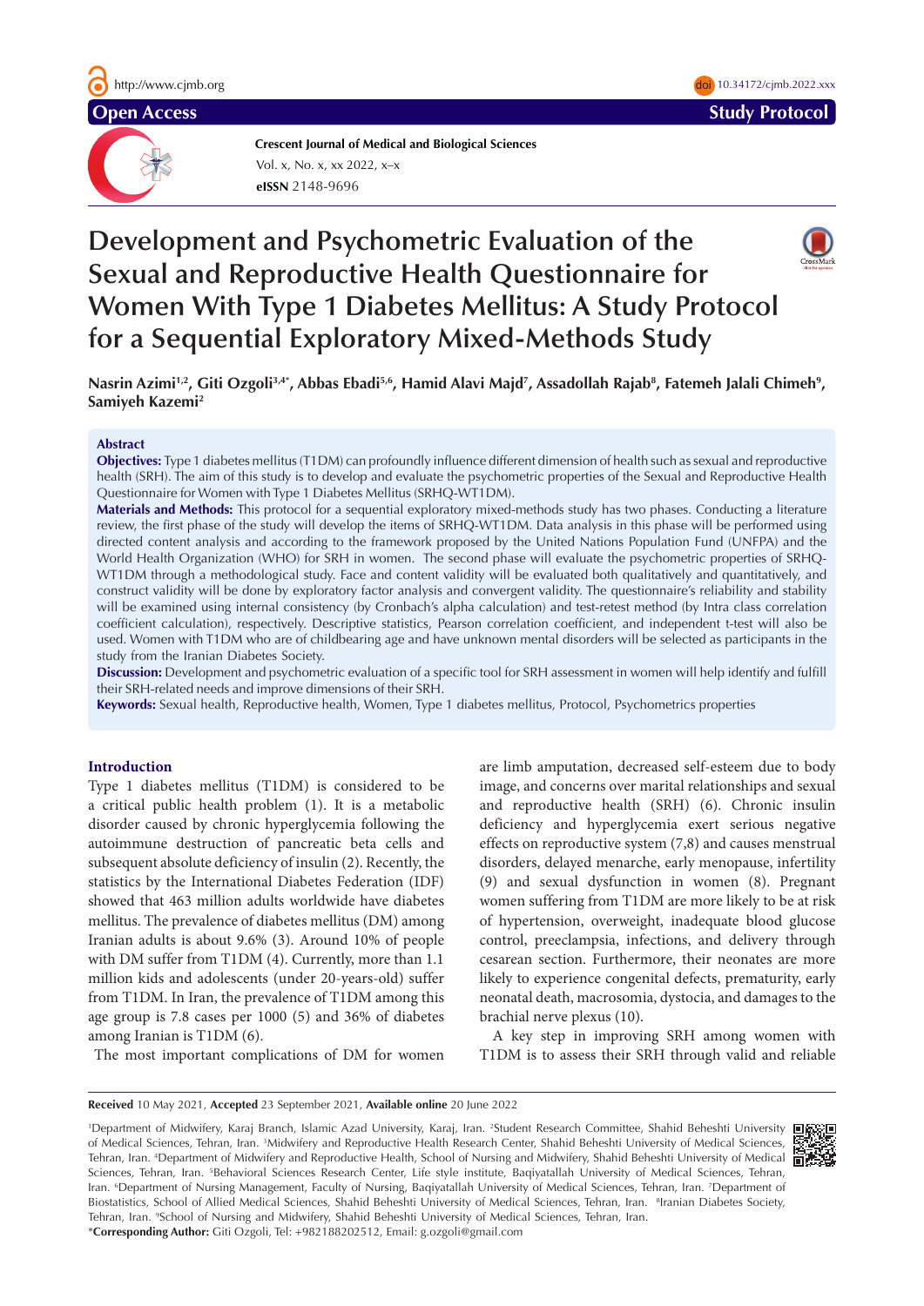Study Protocol

# Development and Psychometric Evaluation of the Sexual and Reproductive Health Questionnaire for Women With Type 1 Diabetes Mellitus: A Study Protocol for a Sequential Exploratory Mixed-Methods Study

**Nasrin Azimi[1,2], Giti Ozgoli[3,4*], Abbas Ebadi[5,6], Hamid Alavi Majd[7], Assadollah Rajab[8], Fatemeh Jalali Chimeh[9], Samiyeh Kazemi[2]**

## Abstract

**Objectives:** Type 1 diabetes mellitus (T1DM) can profoundly influence different dimension of health such as sexual and reproductive health (SRH). The aim of this study is to develop and evaluate the psychometric properties of the Sexual and Reproductive Health Questionnaire for Women with Type 1 Diabetes Mellitus (SRHQ-WT1DM).

**Materials and Methods:** This protocol for a sequential exploratory mixed-methods study has two phases. Conducting a literature review, the first phase of the study will develop the items of SRHQ-WT1DM. Data analysis in this phase will be performed using directed content analysis and according to the framework proposed by the United Nations Population Fund (UNFPA) and the World Health Organization (WHO) for SRH in women. The second phase will evaluate the psychometric properties of SRHQ-WT1DM through a methodological study. Face and content validity will be evaluated both qualitatively and quantitatively, and construct validity will be done by exploratory factor analysis and convergent validity. The questionnaire's reliability and stability will be examined using internal consistency (by Cronbach's alpha calculation) and test-retest method (by Intra class correlation coefficient calculation), respectively. Descriptive statistics, Pearson correlation coefficient, and independent t-test will also be used. Women with T1DM who are of childbearing age and have unknown mental disorders will be selected as participants in the study from the Iranian Diabetes Society.

**Discussion:** Development and psychometric evaluation of a specific tool for SRH assessment in women will help identify and fulfill their SRH-related needs and improve dimensions of their SRH.

**Keywords:** Sexual health, Reproductive health, Women, Type 1 diabetes mellitus, Protocol, Psychometrics properties

## Introduction

Type 1 diabetes mellitus (T1DM) is considered to be a critical public health problem (1). It is a metabolic disorder caused by chronic hyperglycemia following the autoimmune destruction of pancreatic beta cells and subsequent absolute deficiency of insulin (2). Recently, the statistics by the International Diabetes Federation (IDF) showed that 463 million adults worldwide have diabetes mellitus. The prevalence of diabetes mellitus (DM) among Iranian adults is about 9.6% (3). Around 10% of people with DM suffer from T1DM (4). Currently, more than 1.1 million kids and adolescents (under 20-years-old) suffer from T1DM. In Iran, the prevalence of T1DM among this age group is 7.8 cases per 1000 (5) and 36% of diabetes among Iranian is T1DM (6).

The most important complications of DM for women are limb amputation, decreased self-esteem due to body image, and concerns over marital relationships and sexual and reproductive health (SRH) (6). Chronic insulin deficiency and hyperglycemia exert serious negative effects on reproductive system (7,8) and causes menstrual disorders, delayed menarche, early menopause, infertility (9) and sexual dysfunction in women (8). Pregnant women suffering from T1DM are more likely to be at risk of hypertension, overweight, inadequate blood glucose control, preeclampsia, infections, and delivery through cesarean section. Furthermore, their neonates are more likely to experience congenital defects, prematurity, early neonatal death, macrosomia, dystocia, and damages to the brachial nerve plexus (10).

A key step in improving SRH among women with T1DM is to assess their SRH through valid and reliable

**Received** 10 May 2021, **Accepted** 23 September 2021, **Available online** 20 June 2022

[1]Department of Midwifery, Karaj Branch, Islamic Azad University, Karaj, Iran. [2]Student Research Committee, Shahid Beheshti University of Medical Sciences, Tehran, Iran. [3]Midwifery and Reproductive Health Research Center, Shahid Beheshti University of Medical Sciences, Tehran, Iran. [4]Department of Midwifery and Reproductive Health, School of Nursing and Midwifery, Shahid Beheshti University of Medical Sciences, Tehran, Iran. [5]Behavioral Sciences Research Center, Life style institute, Baqiyatallah University of Medical Sciences, Tehran, Iran. [6]Department of Nursing Management, Faculty of Nursing, Baqiyatallah University of Medical Sciences, Tehran, Iran. [7]Department of Biostatistics, School of Allied Medical Sciences, Shahid Beheshti University of Medical Sciences, Tehran, Iran. [8]Iranian Diabetes Society, Tehran, Iran. [9]School of Nursing and Midwifery, Shahid Beheshti University of Medical Sciences, Tehran, Iran.

\***Corresponding Author:** Giti Ozgoli, Tel: +982188202512, Email: g.ozgoli@gmail.com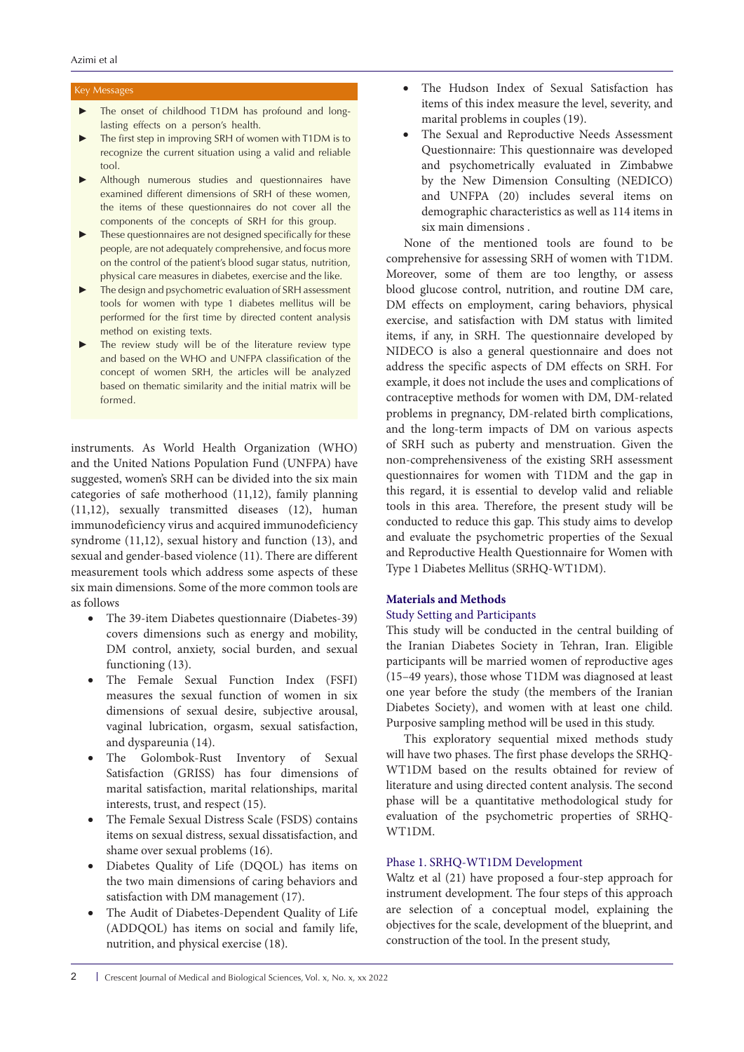**Key Messages**

- ► The onset of childhood T1DM has profound and long-lasting effects on a person's health.
- ► The first step in improving SRH of women with T1DM is to recognize the current situation using a valid and reliable tool.
- ► Although numerous studies and questionnaires have examined different dimensions of SRH of these women, the items of these questionnaires do not cover all the components of the concepts of SRH for this group.
- ► These questionnaires are not designed specifically for these people, are not adequately comprehensive, and focus more on the control of the patient's blood sugar status, nutrition, physical care measures in diabetes, exercise and the like.
- ► The design and psychometric evaluation of SRH assessment tools for women with type 1 diabetes mellitus will be performed for the first time by directed content analysis method on existing texts.
- ► The review study will be of the literature review type and based on the WHO and UNFPA classification of the concept of women SRH, the articles will be analyzed based on thematic similarity and the initial matrix will be formed.

instruments. As World Health Organization (WHO) and the United Nations Population Fund (UNFPA) have suggested, women's SRH can be divided into the six main categories of safe motherhood (11,12), family planning (11,12), sexually transmitted diseases (12), human immunodeficiency virus and acquired immunodeficiency syndrome (11,12), sexual history and function (13), and sexual and gender-based violence (11). There are different measurement tools which address some aspects of these six main dimensions. Some of the more common tools are as follows

- The 39-item Diabetes questionnaire (Diabetes-39) covers dimensions such as energy and mobility, DM control, anxiety, social burden, and sexual functioning (13).
- The Female Sexual Function Index (FSFI) measures the sexual function of women in six dimensions of sexual desire, subjective arousal, vaginal lubrication, orgasm, sexual satisfaction, and dyspareunia (14).
- The Golombok-Rust Inventory of Sexual Satisfaction (GRISS) has four dimensions of marital satisfaction, marital relationships, marital interests, trust, and respect (15).
- The Female Sexual Distress Scale (FSDS) contains items on sexual distress, sexual dissatisfaction, and shame over sexual problems (16).
- Diabetes Quality of Life (DQOL) has items on the two main dimensions of caring behaviors and satisfaction with DM management (17).
- The Audit of Diabetes-Dependent Quality of Life (ADDQOL) has items on social and family life, nutrition, and physical exercise (18).
- The Hudson Index of Sexual Satisfaction has items of this index measure the level, severity, and marital problems in couples (19).
- The Sexual and Reproductive Needs Assessment Questionnaire: This questionnaire was developed and psychometrically evaluated in Zimbabwe by the New Dimension Consulting (NEDICO) and UNFPA (20) includes several items on demographic characteristics as well as 114 items in six main dimensions .

None of the mentioned tools are found to be comprehensive for assessing SRH of women with T1DM. Moreover, some of them are too lengthy, or assess blood glucose control, nutrition, and routine DM care, DM effects on employment, caring behaviors, physical exercise, and satisfaction with DM status with limited items, if any, in SRH. The questionnaire developed by NIDECO is also a general questionnaire and does not address the specific aspects of DM effects on SRH. For example, it does not include the uses and complications of contraceptive methods for women with DM, DM-related problems in pregnancy, DM-related birth complications, and the long-term impacts of DM on various aspects of SRH such as puberty and menstruation. Given the non-comprehensiveness of the existing SRH assessment questionnaires for women with T1DM and the gap in this regard, it is essential to develop valid and reliable tools in this area. Therefore, the present study will be conducted to reduce this gap. This study aims to develop and evaluate the psychometric properties of the Sexual and Reproductive Health Questionnaire for Women with Type 1 Diabetes Mellitus (SRHQ-WT1DM).

## Materials and Methods

### Study Setting and Participants

This study will be conducted in the central building of the Iranian Diabetes Society in Tehran, Iran. Eligible participants will be married women of reproductive ages (15–49 years), those whose T1DM was diagnosed at least one year before the study (the members of the Iranian Diabetes Society), and women with at least one child. Purposive sampling method will be used in this study.

This exploratory sequential mixed methods study will have two phases. The first phase develops the SRHQ-WT1DM based on the results obtained for review of literature and using directed content analysis. The second phase will be a quantitative methodological study for evaluation of the psychometric properties of SRHQ-WT1DM.

### Phase 1. SRHQ-WT1DM Development

Waltz et al (21) have proposed a four-step approach for instrument development. The four steps of this approach are selection of a conceptual model, explaining the objectives for the scale, development of the blueprint, and construction of the tool. In the present study,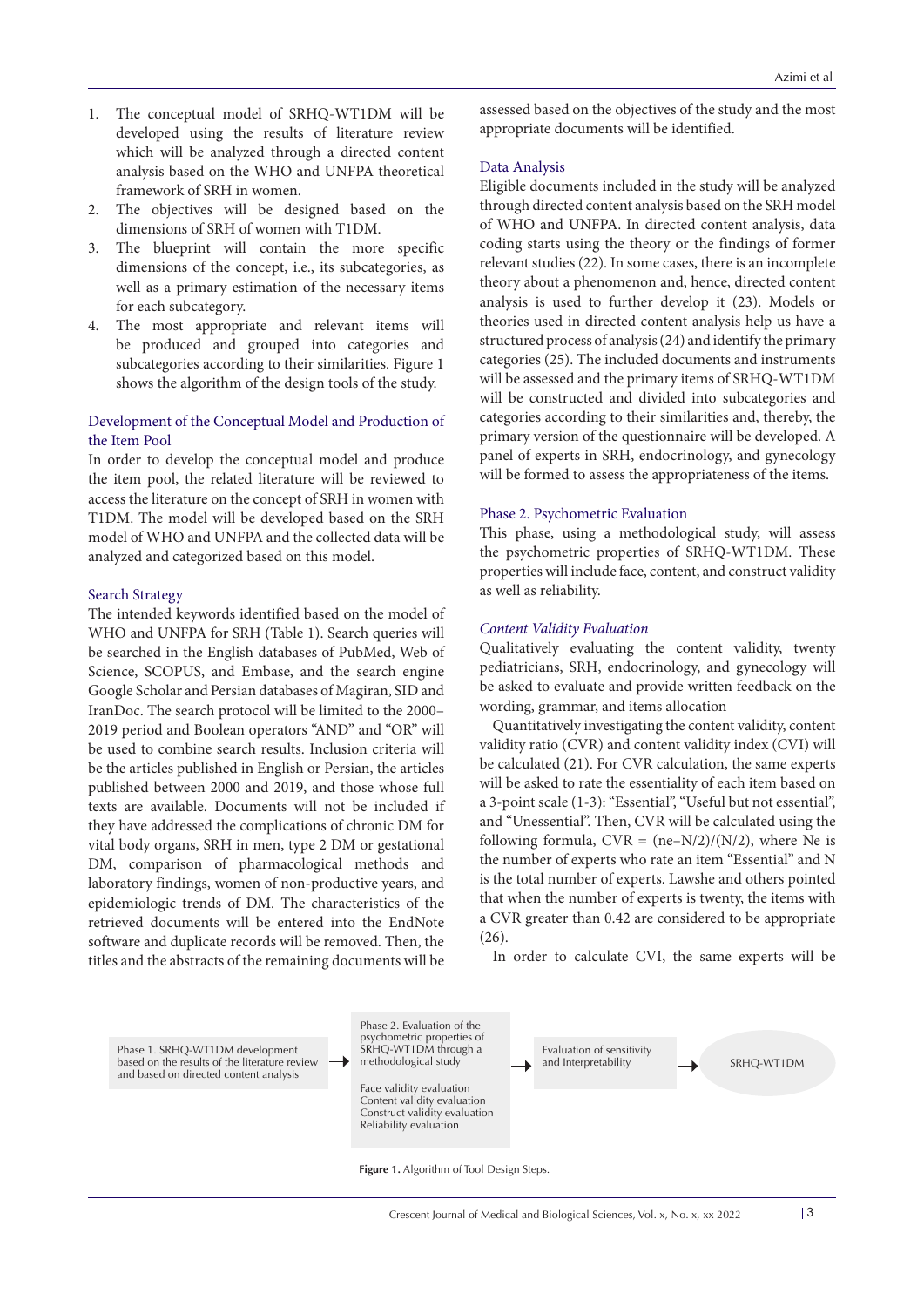1. The conceptual model of SRHQ-WT1DM will be developed using the results of literature review which will be analyzed through a directed content analysis based on the WHO and UNFPA theoretical framework of SRH in women.
2. The objectives will be designed based on the dimensions of SRH of women with T1DM.
3. The blueprint will contain the more specific dimensions of the concept, i.e., its subcategories, as well as a primary estimation of the necessary items for each subcategory.
4. The most appropriate and relevant items will be produced and grouped into categories and subcategories according to their similarities. Figure 1 shows the algorithm of the design tools of the study.

### Development of the Conceptual Model and Production of the Item Pool

In order to develop the conceptual model and produce the item pool, the related literature will be reviewed to access the literature on the concept of SRH in women with T1DM. The model will be developed based on the SRH model of WHO and UNFPA and the collected data will be analyzed and categorized based on this model.

### Search Strategy

The intended keywords identified based on the model of WHO and UNFPA for SRH (Table 1). Search queries will be searched in the English databases of PubMed, Web of Science, SCOPUS, and Embase, and the search engine Google Scholar and Persian databases of Magiran, SID and IranDoc. The search protocol will be limited to the 2000–2019 period and Boolean operators "AND" and "OR" will be used to combine search results. Inclusion criteria will be the articles published in English or Persian, the articles published between 2000 and 2019, and those whose full texts are available. Documents will not be included if they have addressed the complications of chronic DM for vital body organs, SRH in men, type 2 DM or gestational DM, comparison of pharmacological methods and laboratory findings, women of non-productive years, and epidemiologic trends of DM. The characteristics of the retrieved documents will be entered into the EndNote software and duplicate records will be removed. Then, the titles and the abstracts of the remaining documents will be assessed based on the objectives of the study and the most appropriate documents will be identified.

### Data Analysis

Eligible documents included in the study will be analyzed through directed content analysis based on the SRH model of WHO and UNFPA. In directed content analysis, data coding starts using the theory or the findings of former relevant studies (22). In some cases, there is an incomplete theory about a phenomenon and, hence, directed content analysis is used to further develop it (23). Models or theories used in directed content analysis help us have a structured process of analysis (24) and identify the primary categories (25). The included documents and instruments will be assessed and the primary items of SRHQ-WT1DM will be constructed and divided into subcategories and categories according to their similarities and, thereby, the primary version of the questionnaire will be developed. A panel of experts in SRH, endocrinology, and gynecology will be formed to assess the appropriateness of the items.

### Phase 2. Psychometric Evaluation

This phase, using a methodological study, will assess the psychometric properties of SRHQ-WT1DM. These properties will include face, content, and construct validity as well as reliability.

#### *Content Validity Evaluation*

Qualitatively evaluating the content validity, twenty pediatricians, SRH, endocrinology, and gynecology will be asked to review and provide written feedback on the wording, grammar, and items allocation

Quantitatively investigating the content validity, content validity ratio (CVR) and content validity index (CVI) will be calculated (21). For CVR calculation, the same experts will be asked to rate the essentiality of each item based on a 3-point scale (1-3): "Essential", "Useful but not essential", and "Unessential". Then, CVR will be calculated using the following formula, CVR = (ne–N/2)/(N/2), where Ne is the number of experts who rate an item "Essential" and N is the total number of experts. Lawshe and others pointed that when the number of experts is twenty, the items with a CVR greater than 0.42 are considered to be appropriate (26).

In order to calculate CVI, the same experts will be

Phase 1. SRHQ-WT1DM development based on the results of the literature review and based on directed content analysis → Phase 2. Evaluation of the psychometric properties of SRHQ-WT1DM through a methodological study (Face validity evaluation; Content validity evaluation; Construct validity evaluation; Reliability evaluation) → Evaluation of sensitivity and Interpretability → SRHQ-WT1DM

**Figure 1.** Algorithm of Tool Design Steps.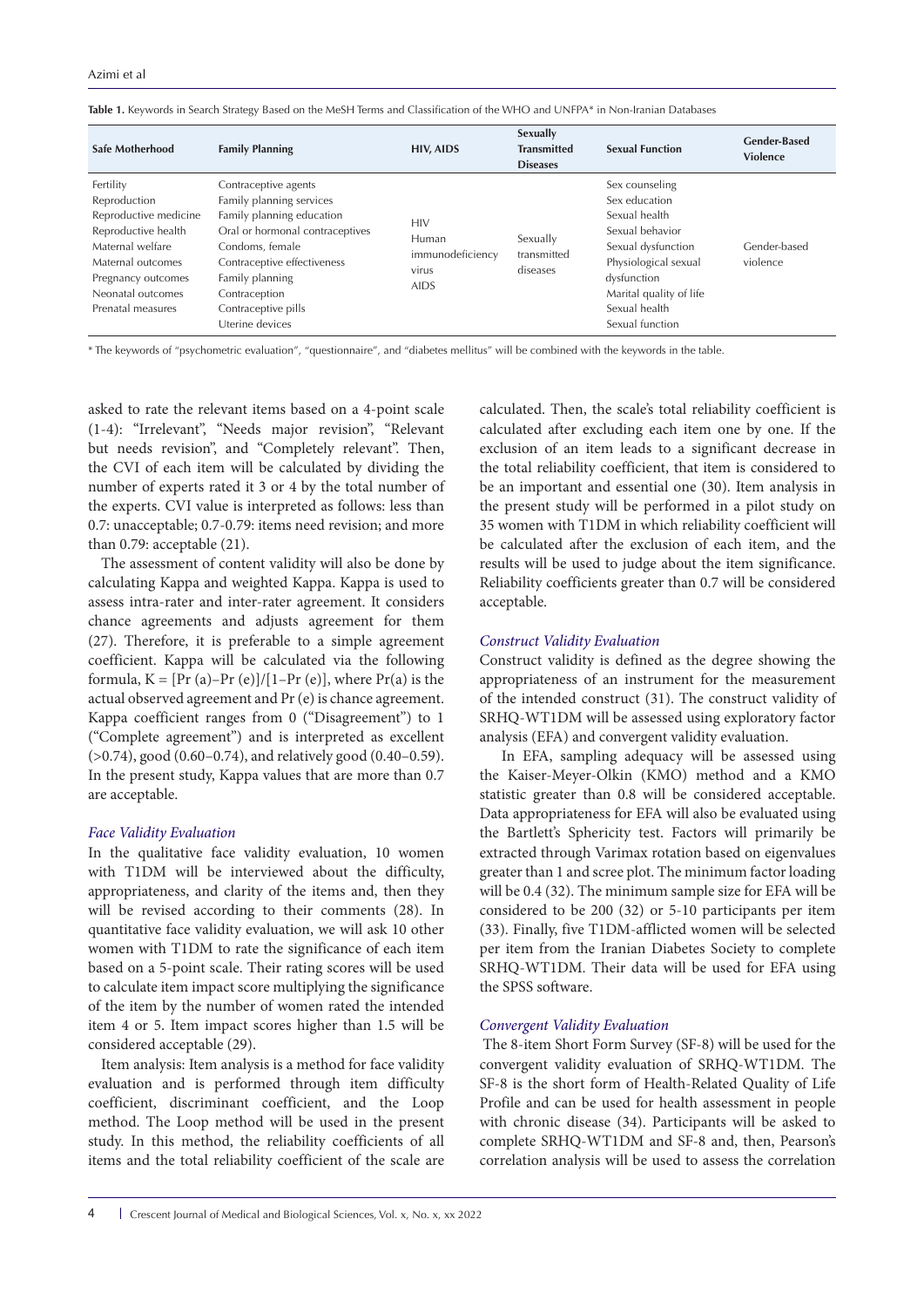**Table 1.** Keywords in Search Strategy Based on the MeSH Terms and Classification of the WHO and UNFPA* in Non-Iranian Databases

| Safe Motherhood | Family Planning | HIV, AIDS | Sexually Transmitted Diseases | Sexual Function | Gender-Based Violence |
|---|---|---|---|---|---|
| Fertility<br>Reproduction<br>Reproductive medicine<br>Reproductive health<br>Maternal welfare<br>Maternal outcomes<br>Pregnancy outcomes<br>Neonatal outcomes<br>Prenatal measures | Contraceptive agents<br>Family planning services<br>Family planning education<br>Oral or hormonal contraceptives<br>Condoms, female<br>Contraceptive effectiveness<br>Family planning<br>Contraception<br>Contraceptive pills<br>Uterine devices | HIV<br>Human immunodeficiency virus<br>AIDS | Sexually transmitted diseases | Sex counseling<br>Sex education<br>Sexual health<br>Sexual behavior<br>Sexual dysfunction<br>Physiological sexual dysfunction<br>Marital quality of life<br>Sexual health<br>Sexual function | Gender-based violence |

* The keywords of "psychometric evaluation", "questionnaire", and "diabetes mellitus" will be combined with the keywords in the table.

asked to rate the relevant items based on a 4-point scale (1-4): "Irrelevant", "Needs major revision", "Relevant but needs revision", and "Completely relevant". Then, the CVI of each item will be calculated by dividing the number of experts rated it 3 or 4 by the total number of the experts. CVI value is interpreted as follows: less than 0.7: unacceptable; 0.7-0.79: items need revision; and more than 0.79: acceptable (21).

The assessment of content validity will also be done by calculating Kappa and weighted Kappa. Kappa is used to assess intra-rater and inter-rater agreement. It considers chance agreements and adjusts agreement for them (27). Therefore, it is preferable to a simple agreement coefficient. Kappa will be calculated via the following formula, $K = [Pr(a) - Pr(e)]/[1 - Pr(e)]$, where Pr(a) is the actual observed agreement and Pr (e) is chance agreement. Kappa coefficient ranges from 0 ("Disagreement") to 1 ("Complete agreement") and is interpreted as excellent (>0.74), good (0.60–0.74), and relatively good (0.40–0.59). In the present study, Kappa values that are more than 0.7 are acceptable.

### *Face Validity Evaluation*

In the qualitative face validity evaluation, 10 women with T1DM will be interviewed about the difficulty, appropriateness, and clarity of the items and, then they will be revised according to their comments (28). In quantitative face validity evaluation, we will ask 10 other women with T1DM to rate the significance of each item based on a 5-point scale. Their rating scores will be used to calculate item impact score multiplying the significance of the item by the number of women rated the intended item 4 or 5. Item impact scores higher than 1.5 will be considered acceptable (29).

Item analysis: Item analysis is a method for face validity evaluation and is performed through item difficulty coefficient, discriminant coefficient, and the Loop method. The Loop method will be used in the present study. In this method, the reliability coefficients of all items and the total reliability coefficient of the scale are calculated. Then, the scale's total reliability coefficient is calculated after excluding each item one by one. If the exclusion of an item leads to a significant decrease in the total reliability coefficient, that item is considered to be an important and essential one (30). Item analysis in the present study will be performed in a pilot study on 35 women with T1DM in which reliability coefficient will be calculated after the exclusion of each item, and the results will be used to judge about the item significance. Reliability coefficients greater than 0.7 will be considered acceptable.

### *Construct Validity Evaluation*

Construct validity is defined as the degree showing the appropriateness of an instrument for the measurement of the intended construct (31). The construct validity of SRHQ-WT1DM will be assessed using exploratory factor analysis (EFA) and convergent validity evaluation.

In EFA, sampling adequacy will be assessed using the Kaiser-Meyer-Olkin (KMO) method and a KMO statistic greater than 0.8 will be considered acceptable. Data appropriateness for EFA will also be evaluated using the Bartlett's Sphericity test. Factors will primarily be extracted through Varimax rotation based on eigenvalues greater than 1 and scree plot. The minimum factor loading will be 0.4 (32). The minimum sample size for EFA will be considered to be 200 (32) or 5-10 participants per item (33). Finally, five T1DM-afflicted women will be selected per item from the Iranian Diabetes Society to complete SRHQ-WT1DM. Their data will be used for EFA using the SPSS software.

### *Convergent Validity Evaluation*

The 8-item Short Form Survey (SF-8) will be used for the convergent validity evaluation of SRHQ-WT1DM. The SF-8 is the short form of Health-Related Quality of Life Profile and can be used for health assessment in people with chronic disease (34). Participants will be asked to complete SRHQ-WT1DM and SF-8 and, then, Pearson's correlation analysis will be used to assess the correlation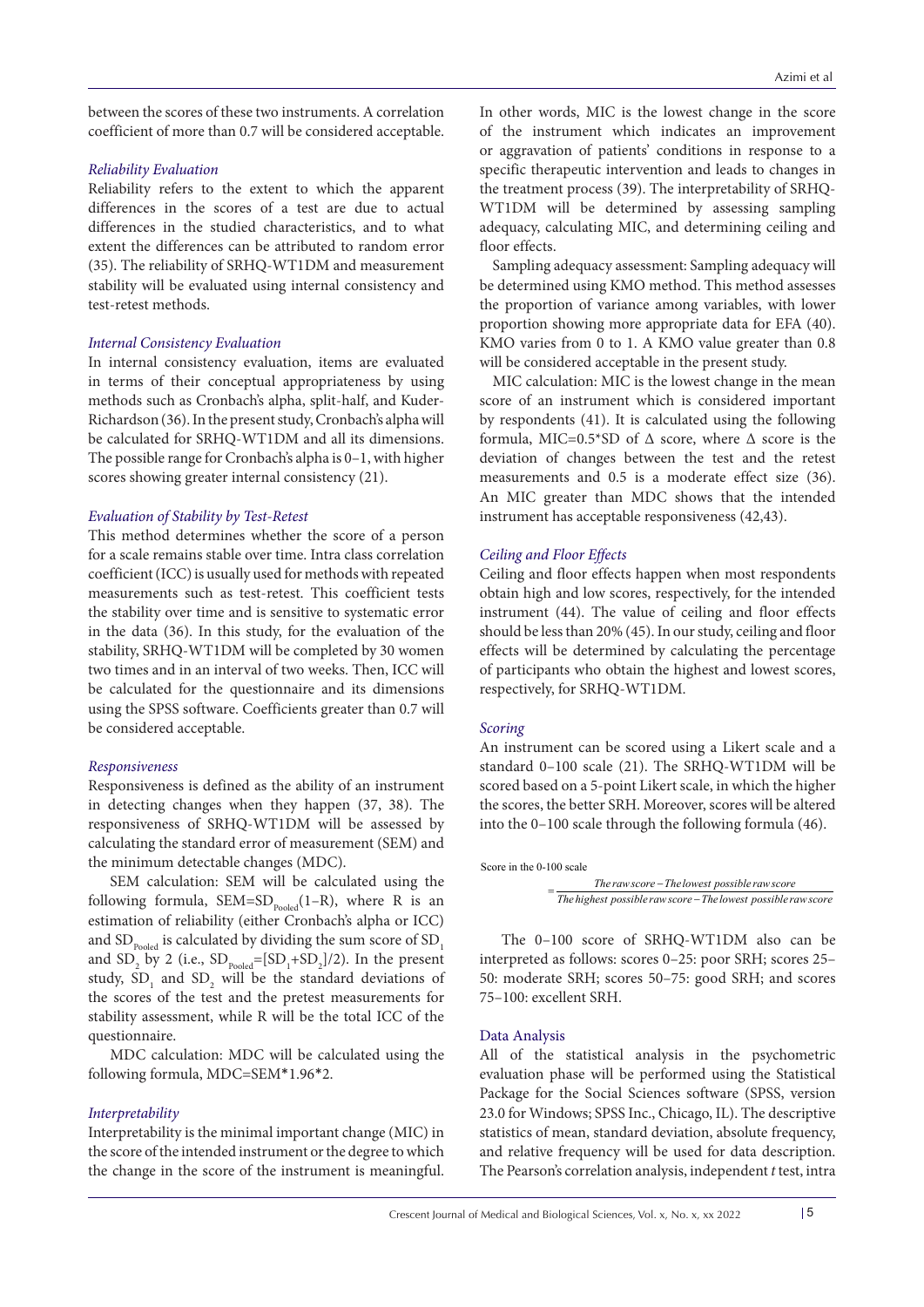between the scores of these two instruments. A correlation coefficient of more than 0.7 will be considered acceptable.

### *Reliability Evaluation*

Reliability refers to the extent to which the apparent differences in the scores of a test are due to actual differences in the studied characteristics, and to what extent the differences can be attributed to random error (35). The reliability of SRHQ-WT1DM and measurement stability will be evaluated using internal consistency and test-retest methods.

### *Internal Consistency Evaluation*

In internal consistency evaluation, items are evaluated in terms of their conceptual appropriateness by using methods such as Cronbach's alpha, split-half, and Kuder-Richardson (36). In the present study, Cronbach's alpha will be calculated for SRHQ-WT1DM and all its dimensions. The possible range for Cronbach's alpha is 0–1, with higher scores showing greater internal consistency (21).

### *Evaluation of Stability by Test-Retest*

This method determines whether the score of a person for a scale remains stable over time. Intra class correlation coefficient (ICC) is usually used for methods with repeated measurements such as test-retest. This coefficient tests the stability over time and is sensitive to systematic error in the data (36). In this study, for the evaluation of the stability, SRHQ-WT1DM will be completed by 30 women two times and in an interval of two weeks. Then, ICC will be calculated for the questionnaire and its dimensions using the SPSS software. Coefficients greater than 0.7 will be considered acceptable.

### *Responsiveness*

Responsiveness is defined as the ability of an instrument in detecting changes when they happen (37, 38). The responsiveness of SRHQ-WT1DM will be assessed by calculating the standard error of measurement (SEM) and the minimum detectable changes (MDC).

SEM calculation: SEM will be calculated using the following formula, $SEM=SD_{Pooled}(1–R)$, where R is an estimation of reliability (either Cronbach's alpha or ICC) and $SD_{Pooled}$ is calculated by dividing the sum score of $SD_1$ and $SD_2$ by 2 (i.e., $SD_{Pooled}=[SD_1+SD_2]/2$). In the present study, $SD_1$ and $SD_2$ will be the standard deviations of the scores of the test and the pretest measurements for stability assessment, while R will be the total ICC of the questionnaire.

MDC calculation: MDC will be calculated using the following formula, $MDC=SEM*1.96*2$.

### *Interpretability*

Interpretability is the minimal important change (MIC) in the score of the intended instrument or the degree to which the change in the score of the instrument is meaningful. In other words, MIC is the lowest change in the score of the instrument which indicates an improvement or aggravation of patients' conditions in response to a specific therapeutic intervention and leads to changes in the treatment process (39). The interpretability of SRHQ-WT1DM will be determined by assessing sampling adequacy, calculating MIC, and determining ceiling and floor effects.

Sampling adequacy assessment: Sampling adequacy will be determined using KMO method. This method assesses the proportion of variance among variables, with lower proportion showing more appropriate data for EFA (40). KMO varies from 0 to 1. A KMO value greater than 0.8 will be considered acceptable in the present study.

MIC calculation: MIC is the lowest change in the mean score of an instrument which is considered important by respondents (41). It is calculated using the following formula, $MIC=0.5*SD$ of $\Delta$ score, where $\Delta$ score is the deviation of changes between the test and the retest measurements and 0.5 is a moderate effect size (36). An MIC greater than MDC shows that the intended instrument has acceptable responsiveness (42,43).

### *Ceiling and Floor Effects*

Ceiling and floor effects happen when most respondents obtain high and low scores, respectively, for the intended instrument (44). The value of ceiling and floor effects should be less than 20% (45). In our study, ceiling and floor effects will be determined by calculating the percentage of participants who obtain the highest and lowest scores, respectively, for SRHQ-WT1DM.

### *Scoring*

An instrument can be scored using a Likert scale and a standard 0–100 scale (21). The SRHQ-WT1DM will be scored based on a 5-point Likert scale, in which the higher the scores, the better SRH. Moreover, scores will be altered into the 0–100 scale through the following formula (46).

$$\text{Score in the 0-100 scale} = \frac{\text{The raw score} - \text{The lowest possible raw score}}{\text{The highest possible raw score} - \text{The lowest possible raw score}}$$

The 0–100 score of SRHQ-WT1DM also can be interpreted as follows: scores 0–25: poor SRH; scores 25–50: moderate SRH; scores 50–75: good SRH; and scores 75–100: excellent SRH.

## Data Analysis

All of the statistical analysis in the psychometric evaluation phase will be performed using the Statistical Package for the Social Sciences software (SPSS, version 23.0 for Windows; SPSS Inc., Chicago, IL). The descriptive statistics of mean, standard deviation, absolute frequency, and relative frequency will be used for data description. The Pearson's correlation analysis, independent *t* test, intra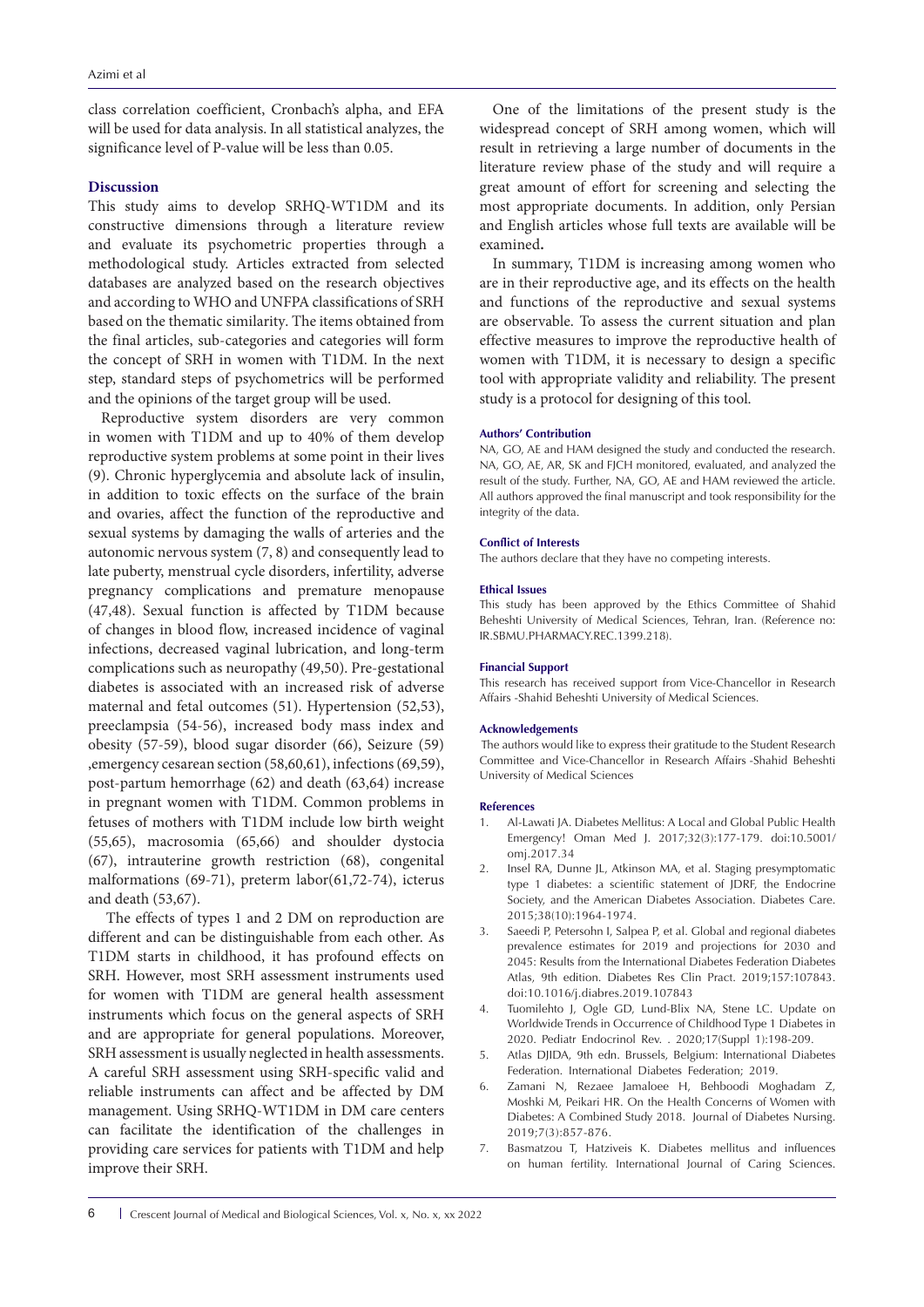class correlation coefficient, Cronbach's alpha, and EFA will be used for data analysis. In all statistical analyzes, the significance level of P-value will be less than 0.05.

## Discussion

This study aims to develop SRHQ-WT1DM and its constructive dimensions through a literature review and evaluate its psychometric properties through a methodological study. Articles extracted from selected databases are analyzed based on the research objectives and according to WHO and UNFPA classifications of SRH based on the thematic similarity. The items obtained from the final articles, sub-categories and categories will form the concept of SRH in women with T1DM. In the next step, standard steps of psychometrics will be performed and the opinions of the target group will be used.

Reproductive system disorders are very common in women with T1DM and up to 40% of them develop reproductive system problems at some point in their lives (9). Chronic hyperglycemia and absolute lack of insulin, in addition to toxic effects on the surface of the brain and ovaries, affect the function of the reproductive and sexual systems by damaging the walls of arteries and the autonomic nervous system (7, 8) and consequently lead to late puberty, menstrual cycle disorders, infertility, adverse pregnancy complications and premature menopause (47,48). Sexual function is affected by T1DM because of changes in blood flow, increased incidence of vaginal infections, decreased vaginal lubrication, and long-term complications such as neuropathy (49,50). Pre-gestational diabetes is associated with an increased risk of adverse maternal and fetal outcomes (51). Hypertension (52,53), preeclampsia (54-56), increased body mass index and obesity (57-59), blood sugar disorder (66), Seizure (59) ,emergency cesarean section (58,60,61), infections (69,59), post-partum hemorrhage (62) and death (63,64) increase in pregnant women with T1DM. Common problems in fetuses of mothers with T1DM include low birth weight (55,65), macrosomia (65,66) and shoulder dystocia (67), intrauterine growth restriction (68), congenital malformations (69-71), preterm labor(61,72-74), icterus and death (53,67).

The effects of types 1 and 2 DM on reproduction are different and can be distinguishable from each other. As T1DM starts in childhood, it has profound effects on SRH. However, most SRH assessment instruments used for women with T1DM are general health assessment instruments which focus on the general aspects of SRH and are appropriate for general populations. Moreover, SRH assessment is usually neglected in health assessments. A careful SRH assessment using SRH-specific valid and reliable instruments can affect and be affected by DM management. Using SRHQ-WT1DM in DM care centers can facilitate the identification of the challenges in providing care services for patients with T1DM and help improve their SRH.

One of the limitations of the present study is the widespread concept of SRH among women, which will result in retrieving a large number of documents in the literature review phase of the study and will require a great amount of effort for screening and selecting the most appropriate documents. In addition, only Persian and English articles whose full texts are available will be examined**.**

In summary, T1DM is increasing among women who are in their reproductive age, and its effects on the health and functions of the reproductive and sexual systems are observable. To assess the current situation and plan effective measures to improve the reproductive health of women with T1DM, it is necessary to design a specific tool with appropriate validity and reliability. The present study is a protocol for designing of this tool.

#### Authors' Contribution

NA, GO, AE and HAM designed the study and conducted the research. NA, GO, AE, AR, SK and FJCH monitored, evaluated, and analyzed the result of the study. Further, NA, GO, AE and HAM reviewed the article. All authors approved the final manuscript and took responsibility for the integrity of the data.

#### Conflict of Interests

The authors declare that they have no competing interests.

#### Ethical Issues

This study has been approved by the Ethics Committee of Shahid Beheshti University of Medical Sciences, Tehran, Iran. (Reference no: IR.SBMU.PHARMACY.REC.1399.218).

#### Financial Support

This research has received support from Vice-Chancellor in Research Affairs -Shahid Beheshti University of Medical Sciences.

#### Acknowledgements

The authors would like to express their gratitude to the Student Research Committee and Vice-Chancellor in Research Affairs -Shahid Beheshti University of Medical Sciences

#### References

1. Al-Lawati JA. Diabetes Mellitus: A Local and Global Public Health Emergency! Oman Med J. 2017;32(3):177-179. doi:10.5001/omj.2017.34
2. Insel RA, Dunne JL, Atkinson MA, et al. Staging presymptomatic type 1 diabetes: a scientific statement of JDRF, the Endocrine Society, and the American Diabetes Association. Diabetes Care. 2015;38(10):1964-1974.
3. Saeedi P, Petersohn I, Salpea P, et al. Global and regional diabetes prevalence estimates for 2019 and projections for 2030 and 2045: Results from the International Diabetes Federation Diabetes Atlas, 9th edition. Diabetes Res Clin Pract. 2019;157:107843. doi:10.1016/j.diabres.2019.107843
4. Tuomilehto J, Ogle GD, Lund-Blix NA, Stene LC. Update on Worldwide Trends in Occurrence of Childhood Type 1 Diabetes in 2020. Pediatr Endocrinol Rev. . 2020;17(Suppl 1):198-209.
5. Atlas DJIDA, 9th edn. Brussels, Belgium: International Diabetes Federation. International Diabetes Federation; 2019.
6. Zamani N, Rezaee Jamaloee H, Behboodi Moghadam Z, Moshki M, Peikari HR. On the Health Concerns of Women with Diabetes: A Combined Study 2018. Journal of Diabetes Nursing. 2019;7(3):857-876.
7. Basmatzou T, Hatziveis K. Diabetes mellitus and influences on human fertility. International Journal of Caring Sciences.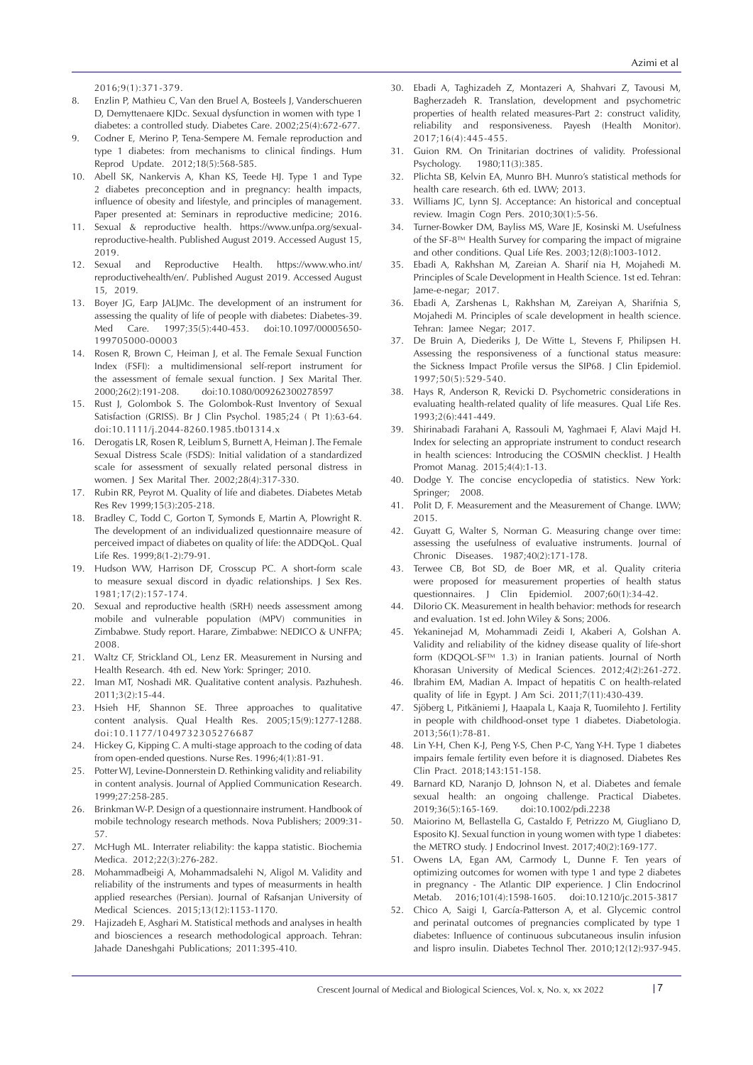2016;9(1):371-379.

8. Enzlin P, Mathieu C, Van den Bruel A, Bosteels J, Vanderschueren D, Demyttenaere KJDc. Sexual dysfunction in women with type 1 diabetes: a controlled study. Diabetes Care. 2002;25(4):672-677.
9. Codner E, Merino P, Tena-Sempere M. Female reproduction and type 1 diabetes: from mechanisms to clinical findings. Hum Reprod Update. 2012;18(5):568-585.
10. Abell SK, Nankervis A, Khan KS, Teede HJ. Type 1 and Type 2 diabetes preconception and in pregnancy: health impacts, influence of obesity and lifestyle, and principles of management. Paper presented at: Seminars in reproductive medicine; 2016.
11. Sexual & reproductive health. https://www.unfpa.org/sexual-reproductive-health. Published August 2019. Accessed August 15, 2019.
12. Sexual and Reproductive Health. https://www.who.int/reproductivehealth/en/. Published August 2019. Accessed August 15, 2019.
13. Boyer JG, Earp JALJMc. The development of an instrument for assessing the quality of life of people with diabetes: Diabetes-39. Med Care. 1997;35(5):440-453. doi:10.1097/00005650-199705000-00003
14. Rosen R, Brown C, Heiman J, et al. The Female Sexual Function Index (FSFI): a multidimensional self-report instrument for the assessment of female sexual function. J Sex Marital Ther. 2000;26(2):191-208. doi:10.1080/009262300278597
15. Rust J, Golombok S. The Golombok-Rust Inventory of Sexual Satisfaction (GRISS). Br J Clin Psychol. 1985;24 ( Pt 1):63-64. doi:10.1111/j.2044-8260.1985.tb01314.x
16. Derogatis LR, Rosen R, Leiblum S, Burnett A, Heiman J. The Female Sexual Distress Scale (FSDS): Initial validation of a standardized scale for assessment of sexually related personal distress in women. J Sex Marital Ther. 2002;28(4):317-330.
17. Rubin RR, Peyrot M. Quality of life and diabetes. Diabetes Metab Res Rev 1999;15(3):205-218.
18. Bradley C, Todd C, Gorton T, Symonds E, Martin A, Plowright R. The development of an individualized questionnaire measure of perceived impact of diabetes on quality of life: the ADDQoL. Qual Life Res. 1999;8(1-2):79-91.
19. Hudson WW, Harrison DF, Crosscup PC. A short-form scale to measure sexual discord in dyadic relationships. J Sex Res. 1981;17(2):157-174.
20. Sexual and reproductive health (SRH) needs assessment among mobile and vulnerable population (MPV) communities in Zimbabwe. Study report. Harare, Zimbabwe: NEDICO & UNFPA; 2008.
21. Waltz CF, Strickland OL, Lenz ER. Measurement in Nursing and Health Research. 4th ed. New York: Springer; 2010.
22. Iman MT, Noshadi MR. Qualitative content analysis. Pazhuhesh. 2011;3(2):15-44.
23. Hsieh HF, Shannon SE. Three approaches to qualitative content analysis. Qual Health Res. 2005;15(9):1277-1288. doi:10.1177/1049732305276687
24. Hickey G, Kipping C. A multi-stage approach to the coding of data from open-ended questions. Nurse Res. 1996;4(1):81-91.
25. Potter WJ, Levine-Donnerstein D. Rethinking validity and reliability in content analysis. Journal of Applied Communication Research. 1999;27:258-285.
26. Brinkman W-P. Design of a questionnaire instrument. Handbook of mobile technology research methods. Nova Publishers; 2009:31-57.
27. McHugh ML. Interrater reliability: the kappa statistic. Biochemia Medica. 2012;22(3):276-282.
28. Mohammadbeigi A, Mohammadsalehi N, Aligol M. Validity and reliability of the instruments and types of measurments in health applied researches (Persian). Journal of Rafsanjan University of Medical Sciences. 2015;13(12):1153-1170.
29. Hajizadeh E, Asghari M. Statistical methods and analyses in health and biosciences a research methodological approach. Tehran: Jahade Daneshgahi Publications; 2011:395-410.
30. Ebadi A, Taghizadeh Z, Montazeri A, Shahvari Z, Tavousi M, Bagherzadeh R. Translation, development and psychometric properties of health related measures-Part 2: construct validity, reliability and responsiveness. Payesh (Health Monitor). 2017;16(4):445-455.
31. Guion RM. On Trinitarian doctrines of validity. Professional Psychology. 1980;11(3):385.
32. Plichta SB, Kelvin EA, Munro BH. Munro's statistical methods for health care research. 6th ed. LWW; 2013.
33. Williams JC, Lynn SJ. Acceptance: An historical and conceptual review. Imagin Cogn Pers. 2010;30(1):5-56.
34. Turner-Bowker DM, Bayliss MS, Ware JE, Kosinski M. Usefulness of the SF-8™ Health Survey for comparing the impact of migraine and other conditions. Qual Life Res. 2003;12(8):1003-1012.
35. Ebadi A, Rakhshan M, Zareian A. Sharif nia H, Mojahedi M. Principles of Scale Development in Health Science. 1st ed. Tehran: Jame-e-negar; 2017.
36. Ebadi A, Zarshenas L, Rakhshan M, Zareiyan A, Sharifnia S, Mojahedi M. Principles of scale development in health science. Tehran: Jamee Negar; 2017.
37. De Bruin A, Diederiks J, De Witte L, Stevens F, Philipsen H. Assessing the responsiveness of a functional status measure: the Sickness Impact Profile versus the SIP68. J Clin Epidemiol. 1997;50(5):529-540.
38. Hays R, Anderson R, Revicki D. Psychometric considerations in evaluating health-related quality of life measures. Qual Life Res. 1993;2(6):441-449.
39. Shirinabadi Farahani A, Rassouli M, Yaghmaei F, Alavi Majd H. Index for selecting an appropriate instrument to conduct research in health sciences: Introducing the COSMIN checklist. J Health Promot Manag. 2015;4(4):1-13.
40. Dodge Y. The concise encyclopedia of statistics. New York: Springer; 2008.
41. Polit D, F. Measurement and the Measurement of Change. LWW; 2015.
42. Guyatt G, Walter S, Norman G. Measuring change over time: assessing the usefulness of evaluative instruments. Journal of Chronic Diseases. 1987;40(2):171-178.
43. Terwee CB, Bot SD, de Boer MR, et al. Quality criteria were proposed for measurement properties of health status questionnaires. J Clin Epidemiol. 2007;60(1):34-42.
44. DiIorio CK. Measurement in health behavior: methods for research and evaluation. 1st ed. John Wiley & Sons; 2006.
45. Yekaninejad M, Mohammadi Zeidi I, Akaberi A, Golshan A. Validity and reliability of the kidney disease quality of life-short form (KDQOL-SF™ 1.3) in Iranian patients. Journal of North Khorasan University of Medical Sciences. 2012;4(2):261-272.
46. Ibrahim EM, Madian A. Impact of hepatitis C on health-related quality of life in Egypt. J Am Sci. 2011;7(11):430-439.
47. Sjöberg L, Pitkäniemi J, Haapala L, Kaaja R, Tuomilehto J. Fertility in people with childhood-onset type 1 diabetes. Diabetologia. 2013;56(1):78-81.
48. Lin Y-H, Chen K-J, Peng Y-S, Chen P-C, Yang Y-H. Type 1 diabetes impairs female fertility even before it is diagnosed. Diabetes Res Clin Pract. 2018;143:151-158.
49. Barnard KD, Naranjo D, Johnson N, et al. Diabetes and female sexual health: an ongoing challenge. Practical Diabetes. 2019;36(5):165-169. doi:10.1002/pdi.2238
50. Maiorino M, Bellastella G, Castaldo F, Petrizzo M, Giugliano D, Esposito KJ. Sexual function in young women with type 1 diabetes: the METRO study. J Endocrinol Invest. 2017;40(2):169-177.
51. Owens LA, Egan AM, Carmody L, Dunne F. Ten years of optimizing outcomes for women with type 1 and type 2 diabetes in pregnancy - The Atlantic DIP experience. J Clin Endocrinol Metab. 2016;101(4):1598-1605. doi:10.1210/jc.2015-3817
52. Chico A, Saigi I, García-Patterson A, et al. Glycemic control and perinatal outcomes of pregnancies complicated by type 1 diabetes: Influence of continuous subcutaneous insulin infusion and lispro insulin. Diabetes Technol Ther. 2010;12(12):937-945.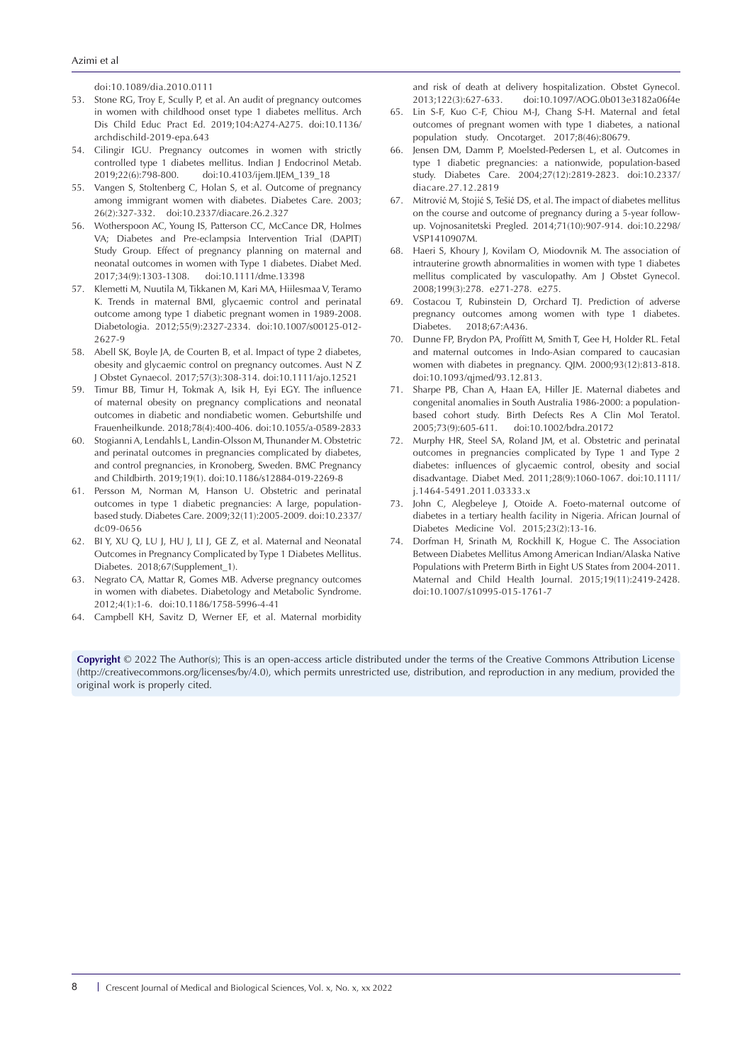doi:10.1089/dia.2010.0111

53. Stone RG, Troy E, Scully P, et al. An audit of pregnancy outcomes in women with childhood onset type 1 diabetes mellitus. Arch Dis Child Educ Pract Ed. 2019;104:A274-A275. doi:10.1136/archdischild-2019-epa.643
54. Cilingir IGU. Pregnancy outcomes in women with strictly controlled type 1 diabetes mellitus. Indian J Endocrinol Metab. 2019;22(6):798-800. doi:10.4103/ijem.IJEM_139_18
55. Vangen S, Stoltenberg C, Holan S, et al. Outcome of pregnancy among immigrant women with diabetes. Diabetes Care. 2003; 26(2):327-332. doi:10.2337/diacare.26.2.327
56. Wotherspoon AC, Young IS, Patterson CC, McCance DR, Holmes VA; Diabetes and Pre-eclampsia Intervention Trial (DAPIT) Study Group. Effect of pregnancy planning on maternal and neonatal outcomes in women with Type 1 diabetes. Diabet Med. 2017;34(9):1303-1308. doi:10.1111/dme.13398
57. Klemetti M, Nuutila M, Tikkanen M, Kari MA, Hiilesmaa V, Teramo K. Trends in maternal BMI, glycaemic control and perinatal outcome among type 1 diabetic pregnant women in 1989-2008. Diabetologia. 2012;55(9):2327-2334. doi:10.1007/s00125-012-2627-9
58. Abell SK, Boyle JA, de Courten B, et al. Impact of type 2 diabetes, obesity and glycaemic control on pregnancy outcomes. Aust N Z J Obstet Gynaecol. 2017;57(3):308-314. doi:10.1111/ajo.12521
59. Timur BB, Timur H, Tokmak A, Isik H, Eyi EGY. The influence of maternal obesity on pregnancy complications and neonatal outcomes in diabetic and nondiabetic women. Geburtshilfe und Frauenheilkunde. 2018;78(4):400-406. doi:10.1055/a-0589-2833
60. Stogianni A, Lendahls L, Landin-Olsson M, Thunander M. Obstetric and perinatal outcomes in pregnancies complicated by diabetes, and control pregnancies, in Kronoberg, Sweden. BMC Pregnancy and Childbirth. 2019;19(1). doi:10.1186/s12884-019-2269-8
61. Persson M, Norman M, Hanson U. Obstetric and perinatal outcomes in type 1 diabetic pregnancies: A large, population-based study. Diabetes Care. 2009;32(11):2005-2009. doi:10.2337/dc09-0656
62. BI Y, XU Q, LU J, HU J, LI J, GE Z, et al. Maternal and Neonatal Outcomes in Pregnancy Complicated by Type 1 Diabetes Mellitus. Diabetes. 2018;67(Supplement_1).
63. Negrato CA, Mattar R, Gomes MB. Adverse pregnancy outcomes in women with diabetes. Diabetology and Metabolic Syndrome. 2012;4(1):1-6. doi:10.1186/1758-5996-4-41
64. Campbell KH, Savitz D, Werner EF, et al. Maternal morbidity and risk of death at delivery hospitalization. Obstet Gynecol. 2013;122(3):627-633. doi:10.1097/AOG.0b013e3182a06f4e
65. Lin S-F, Kuo C-F, Chiou M-J, Chang S-H. Maternal and fetal outcomes of pregnant women with type 1 diabetes, a national population study. Oncotarget. 2017;8(46):80679.
66. Jensen DM, Damm P, Moelsted-Pedersen L, et al. Outcomes in type 1 diabetic pregnancies: a nationwide, population-based study. Diabetes Care. 2004;27(12):2819-2823. doi:10.2337/diacare.27.12.2819
67. Mitrović M, Stojić S, Tešić DS, et al. The impact of diabetes mellitus on the course and outcome of pregnancy during a 5-year follow-up. Vojnosanitetski Pregled. 2014;71(10):907-914. doi:10.2298/VSP1410907M.
68. Haeri S, Khoury J, Kovilam O, Miodovnik M. The association of intrauterine growth abnormalities in women with type 1 diabetes mellitus complicated by vasculopathy. Am J Obstet Gynecol. 2008;199(3):278. e271-278. e275.
69. Costacou T, Rubinstein D, Orchard TJ. Prediction of adverse pregnancy outcomes among women with type 1 diabetes. Diabetes. 2018;67:A436.
70. Dunne FP, Brydon PA, Proffitt M, Smith T, Gee H, Holder RL. Fetal and maternal outcomes in Indo-Asian compared to caucasian women with diabetes in pregnancy. QJM. 2000;93(12):813-818. doi:10.1093/qjmed/93.12.813.
71. Sharpe PB, Chan A, Haan EA, Hiller JE. Maternal diabetes and congenital anomalies in South Australia 1986-2000: a population-based cohort study. Birth Defects Res A Clin Mol Teratol. 2005;73(9):605-611. doi:10.1002/bdra.20172
72. Murphy HR, Steel SA, Roland JM, et al. Obstetric and perinatal outcomes in pregnancies complicated by Type 1 and Type 2 diabetes: influences of glycaemic control, obesity and social disadvantage. Diabet Med. 2011;28(9):1060-1067. doi:10.1111/j.1464-5491.2011.03333.x
73. John C, Alegbeleye J, Otoide A. Foeto-maternal outcome of diabetes in a tertiary health facility in Nigeria. African Journal of Diabetes Medicine Vol. 2015;23(2):13-16.
74. Dorfman H, Srinath M, Rockhill K, Hogue C. The Association Between Diabetes Mellitus Among American Indian/Alaska Native Populations with Preterm Birth in Eight US States from 2004-2011. Maternal and Child Health Journal. 2015;19(11):2419-2428. doi:10.1007/s10995-015-1761-7

**Copyright** © 2022 The Author(s); This is an open-access article distributed under the terms of the Creative Commons Attribution License (http://creativecommons.org/licenses/by/4.0), which permits unrestricted use, distribution, and reproduction in any medium, provided the original work is properly cited.